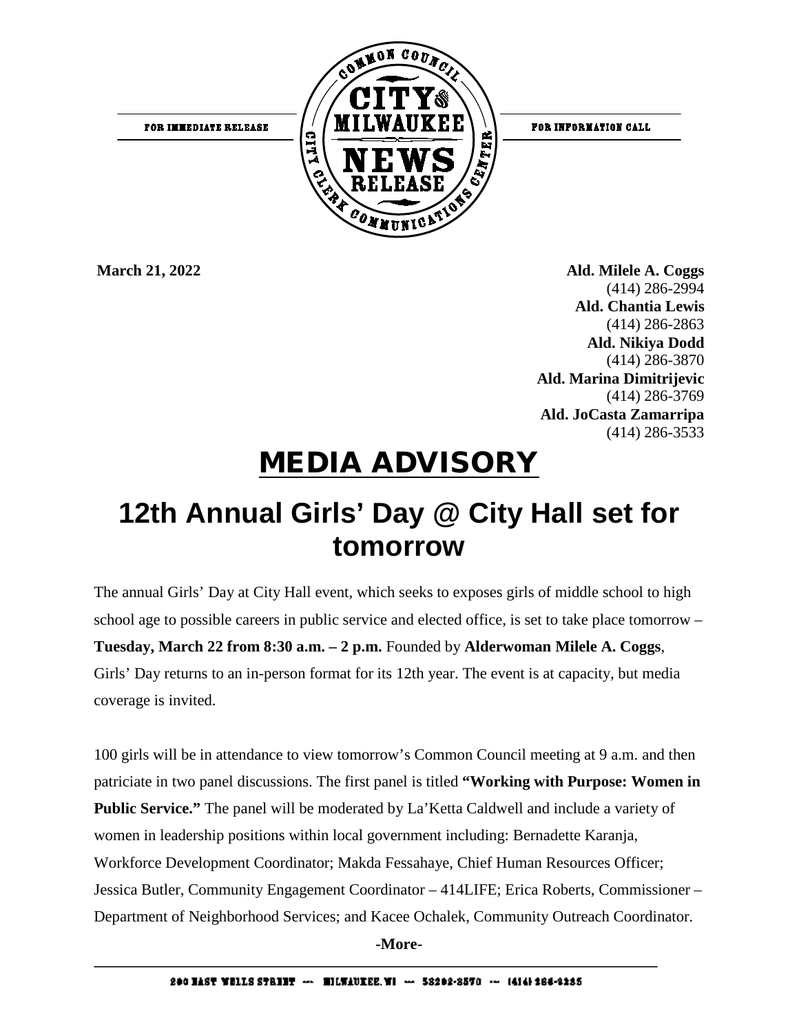FOR IMMEDIATE RELEASE

COMMON COUNCIL CITY OF MILWAUKEE NEWS RELEASE CITY CLERK COMMUNICATIONS CENTER

FOR INFORMATION CALL

**March 21, 2022**

**Ald. Milele A. Coggs**
(414) 286-2994
**Ald. Chantia Lewis**
(414) 286-2863
**Ald. Nikiya Dodd**
(414) 286-3870
**Ald. Marina Dimitrijevic**
(414) 286-3769
**Ald. JoCasta Zamarripa**
(414) 286-3533

# MEDIA ADVISORY

## 12th Annual Girls' Day @ City Hall set for tomorrow

The annual Girls' Day at City Hall event, which seeks to exposes girls of middle school to high school age to possible careers in public service and elected office, is set to take place tomorrow – **Tuesday, March 22 from 8:30 a.m. – 2 p.m.** Founded by **Alderwoman Milele A. Coggs**, Girls' Day returns to an in-person format for its 12th year. The event is at capacity, but media coverage is invited.

100 girls will be in attendance to view tomorrow's Common Council meeting at 9 a.m. and then patriciate in two panel discussions. The first panel is titled **"Working with Purpose: Women in Public Service."** The panel will be moderated by La'Ketta Caldwell and include a variety of women in leadership positions within local government including: Bernadette Karanja, Workforce Development Coordinator; Makda Fessahaye, Chief Human Resources Officer; Jessica Butler, Community Engagement Coordinator – 414LIFE; Erica Roberts, Commissioner – Department of Neighborhood Services; and Kacee Ochalek, Community Outreach Coordinator.

**-More-**

200 EAST WELLS STREET --- MILWAUKEE, WI --- 53202-3570 --- (414) 286-2235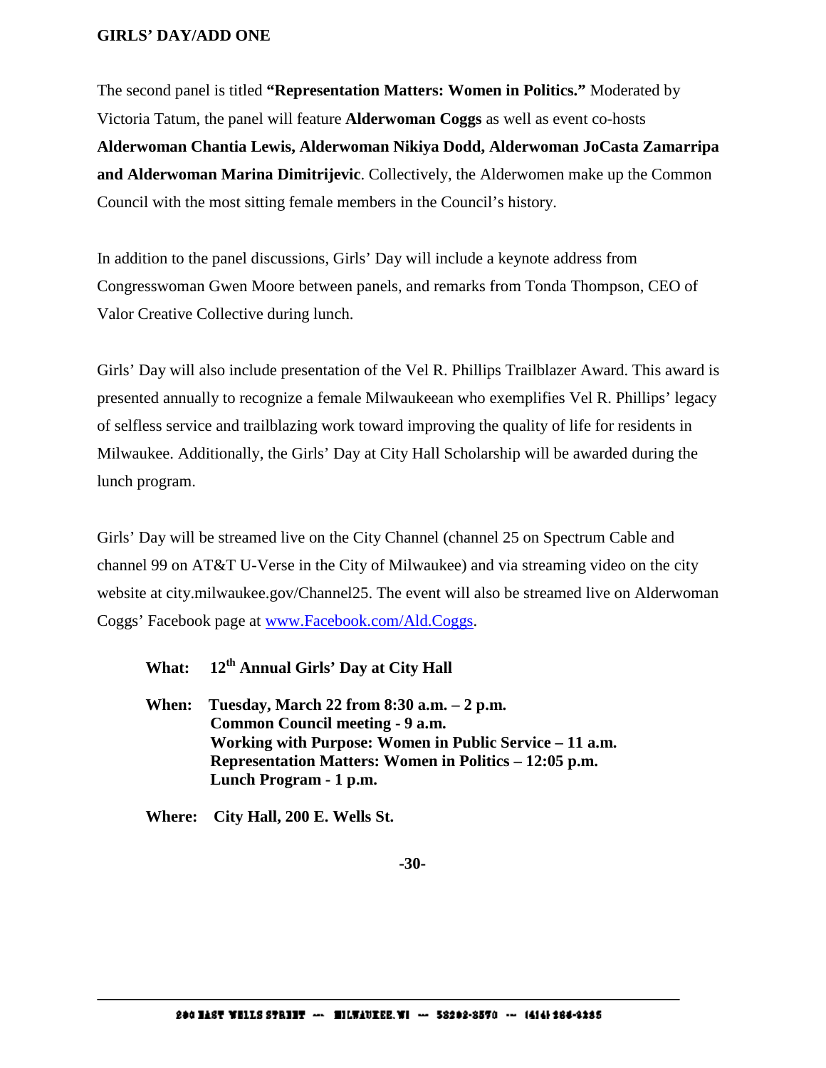The second panel is titled **"Representation Matters: Women in Politics."** Moderated by Victoria Tatum, the panel will feature **Alderwoman Coggs** as well as event co-hosts **Alderwoman Chantia Lewis, Alderwoman Nikiya Dodd, Alderwoman JoCasta Zamarripa and Alderwoman Marina Dimitrijevic**. Collectively, the Alderwomen make up the Common Council with the most sitting female members in the Council's history.

In addition to the panel discussions, Girls' Day will include a keynote address from Congresswoman Gwen Moore between panels, and remarks from Tonda Thompson, CEO of Valor Creative Collective during lunch.

Girls' Day will also include presentation of the Vel R. Phillips Trailblazer Award. This award is presented annually to recognize a female Milwaukeean who exemplifies Vel R. Phillips' legacy of selfless service and trailblazing work toward improving the quality of life for residents in Milwaukee. Additionally, the Girls' Day at City Hall Scholarship will be awarded during the lunch program.

Girls' Day will be streamed live on the City Channel (channel 25 on Spectrum Cable and channel 99 on AT&T U-Verse in the City of Milwaukee) and via streaming video on the city website at city.milwaukee.gov/Channel25. The event will also be streamed live on Alderwoman Coggs' Facebook page at [www.Facebook.com/Ald.Coggs](www.Facebook.com/Ald.Coggs).

**What: 12th Annual Girls' Day at City Hall**

**When: Tuesday, March 22 from 8:30 a.m. – 2 p.m.**
**Common Council meeting - 9 a.m.**
**Working with Purpose: Women in Public Service – 11 a.m.**
**Representation Matters: Women in Politics – 12:05 p.m.**
**Lunch Program - 1 p.m.**

**Where: City Hall, 200 E. Wells St.**

**-30-**